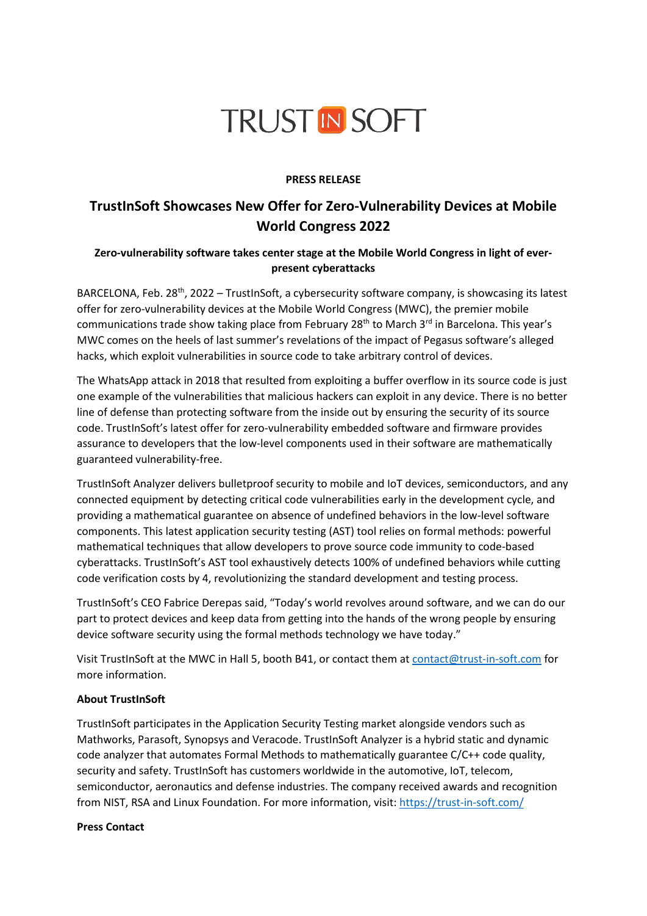TRUST IN SOFT

**PRESS RELEASE**

# TrustInSoft Showcases New Offer for Zero-Vulnerability Devices at Mobile World Congress 2022

**Zero-vulnerability software takes center stage at the Mobile World Congress in light of ever-present cyberattacks**

BARCELONA, Feb. 28th, 2022 – TrustInSoft, a cybersecurity software company, is showcasing its latest offer for zero-vulnerability devices at the Mobile World Congress (MWC), the premier mobile communications trade show taking place from February 28th to March 3rd in Barcelona. This year's MWC comes on the heels of last summer's revelations of the impact of Pegasus software's alleged hacks, which exploit vulnerabilities in source code to take arbitrary control of devices.

The WhatsApp attack in 2018 that resulted from exploiting a buffer overflow in its source code is just one example of the vulnerabilities that malicious hackers can exploit in any device. There is no better line of defense than protecting software from the inside out by ensuring the security of its source code. TrustInSoft's latest offer for zero-vulnerability embedded software and firmware provides assurance to developers that the low-level components used in their software are mathematically guaranteed vulnerability-free.

TrustInSoft Analyzer delivers bulletproof security to mobile and IoT devices, semiconductors, and any connected equipment by detecting critical code vulnerabilities early in the development cycle, and providing a mathematical guarantee on absence of undefined behaviors in the low-level software components. This latest application security testing (AST) tool relies on formal methods: powerful mathematical techniques that allow developers to prove source code immunity to code-based cyberattacks. TrustInSoft's AST tool exhaustively detects 100% of undefined behaviors while cutting code verification costs by 4, revolutionizing the standard development and testing process.

TrustInSoft's CEO Fabrice Derepas said, "Today's world revolves around software, and we can do our part to protect devices and keep data from getting into the hands of the wrong people by ensuring device software security using the formal methods technology we have today."

Visit TrustInSoft at the MWC in Hall 5, booth B41, or contact them at contact@trust-in-soft.com for more information.

**About TrustInSoft**

TrustInSoft participates in the Application Security Testing market alongside vendors such as Mathworks, Parasoft, Synopsys and Veracode. TrustInSoft Analyzer is a hybrid static and dynamic code analyzer that automates Formal Methods to mathematically guarantee C/C++ code quality, security and safety. TrustInSoft has customers worldwide in the automotive, IoT, telecom, semiconductor, aeronautics and defense industries. The company received awards and recognition from NIST, RSA and Linux Foundation. For more information, visit: https://trust-in-soft.com/

**Press Contact**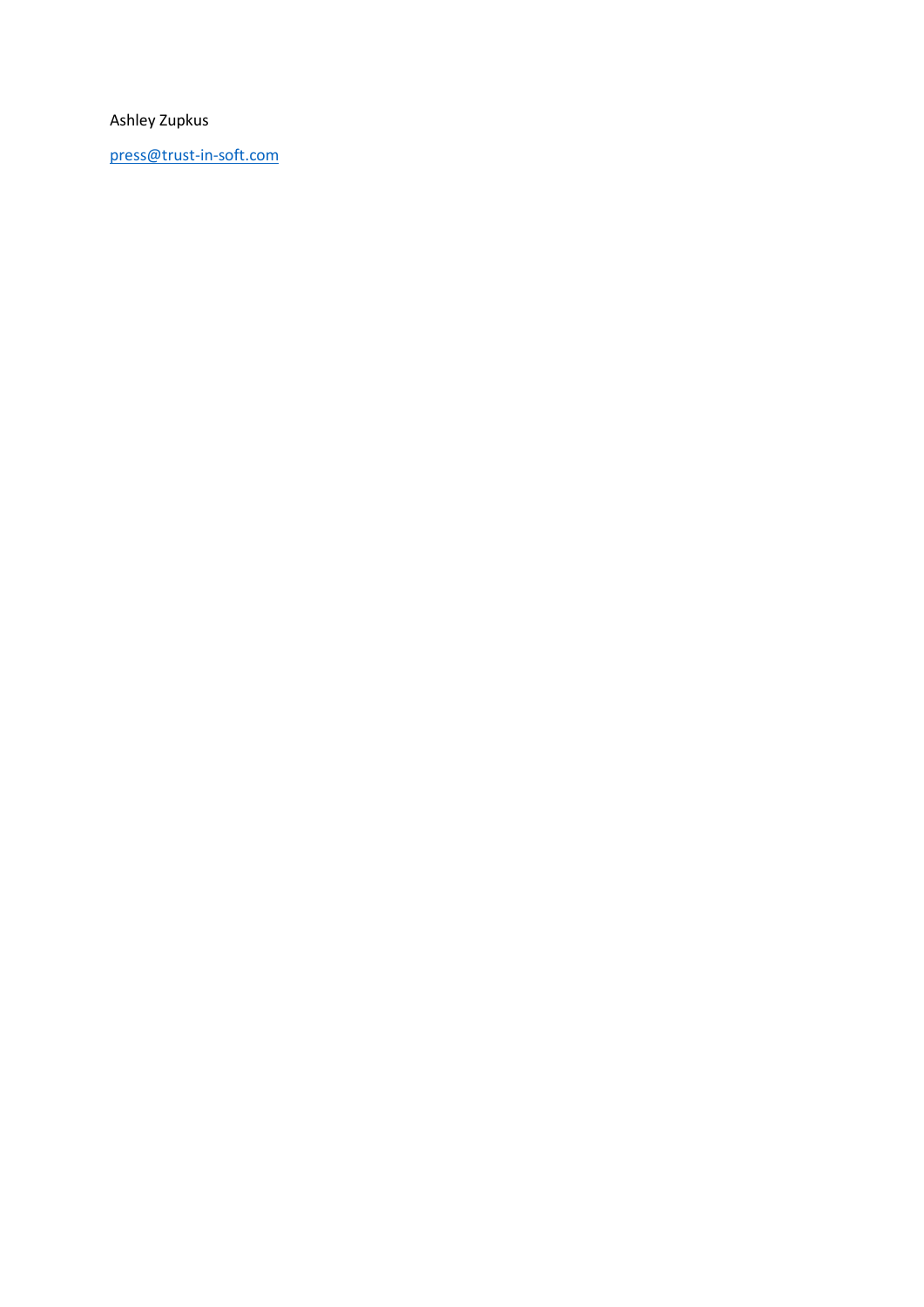Ashley Zupkus

press@trust-in-soft.com